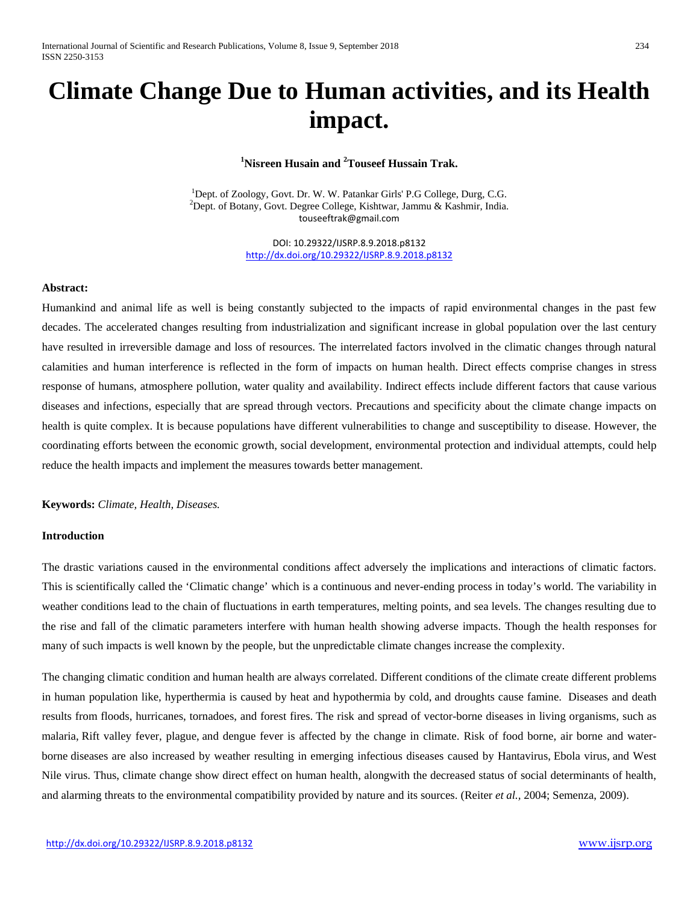# Climate Change Due to Human activities, and its Health impact.

**[1]Nisreen Husain and [2]Touseef Hussain Trak.**

[1]Dept. of Zoology, Govt. Dr. W. W. Patankar Girls' P.G College, Durg, C.G.
[2]Dept. of Botany, Govt. Degree College, Kishtwar, Jammu & Kashmir, India.
touseeftrak@gmail.com

DOI: 10.29322/IJSRP.8.9.2018.p8132
http://dx.doi.org/10.29322/IJSRP.8.9.2018.p8132

**Abstract:**

Humankind and animal life as well is being constantly subjected to the impacts of rapid environmental changes in the past few decades. The accelerated changes resulting from industrialization and significant increase in global population over the last century have resulted in irreversible damage and loss of resources. The interrelated factors involved in the climatic changes through natural calamities and human interference is reflected in the form of impacts on human health. Direct effects comprise changes in stress response of humans, atmosphere pollution, water quality and availability. Indirect effects include different factors that cause various diseases and infections, especially that are spread through vectors. Precautions and specificity about the climate change impacts on health is quite complex. It is because populations have different vulnerabilities to change and susceptibility to disease. However, the coordinating efforts between the economic growth, social development, environmental protection and individual attempts, could help reduce the health impacts and implement the measures towards better management.

**Keywords:** *Climate, Health, Diseases.*

**Introduction**

The drastic variations caused in the environmental conditions affect adversely the implications and interactions of climatic factors. This is scientifically called the 'Climatic change' which is a continuous and never-ending process in today's world. The variability in weather conditions lead to the chain of fluctuations in earth temperatures, melting points, and sea levels. The changes resulting due to the rise and fall of the climatic parameters interfere with human health showing adverse impacts. Though the health responses for many of such impacts is well known by the people, but the unpredictable climate changes increase the complexity.

The changing climatic condition and human health are always correlated. Different conditions of the climate create different problems in human population like, hyperthermia is caused by heat and hypothermia by cold, and droughts cause famine. Diseases and death results from floods, hurricanes, tornadoes, and forest fires. The risk and spread of vector-borne diseases in living organisms, such as malaria, Rift valley fever, plague, and dengue fever is affected by the change in climate. Risk of food borne, air borne and water-borne diseases are also increased by weather resulting in emerging infectious diseases caused by Hantavirus, Ebola virus, and West Nile virus. Thus, climate change show direct effect on human health, alongwith the decreased status of social determinants of health, and alarming threats to the environmental compatibility provided by nature and its sources. (Reiter *et al.,* 2004; Semenza, 2009).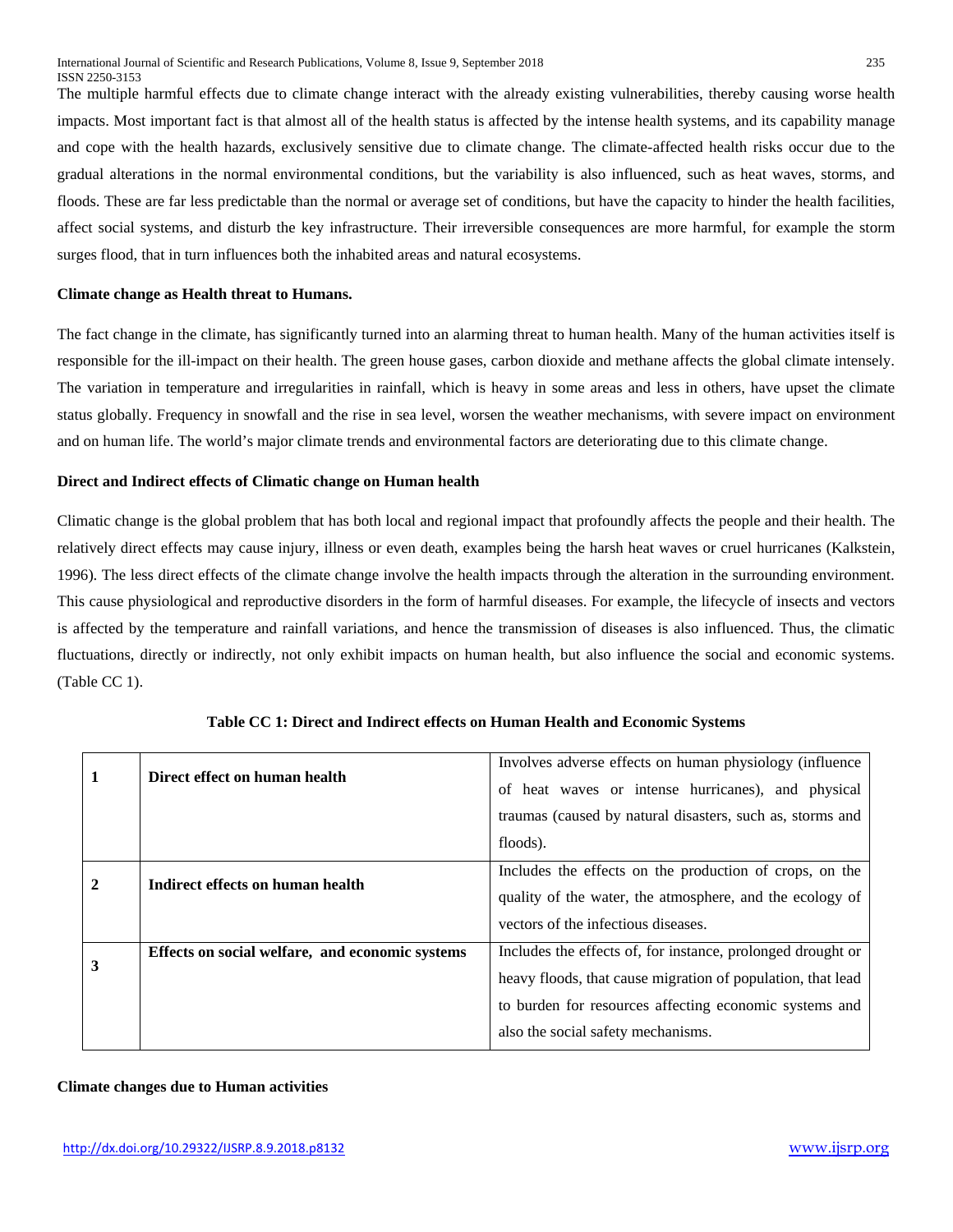The multiple harmful effects due to climate change interact with the already existing vulnerabilities, thereby causing worse health impacts. Most important fact is that almost all of the health status is affected by the intense health systems, and its capability manage and cope with the health hazards, exclusively sensitive due to climate change. The climate-affected health risks occur due to the gradual alterations in the normal environmental conditions, but the variability is also influenced, such as heat waves, storms, and floods. These are far less predictable than the normal or average set of conditions, but have the capacity to hinder the health facilities, affect social systems, and disturb the key infrastructure. Their irreversible consequences are more harmful, for example the storm surges flood, that in turn influences both the inhabited areas and natural ecosystems.

**Climate change as Health threat to Humans.**

The fact change in the climate, has significantly turned into an alarming threat to human health. Many of the human activities itself is responsible for the ill-impact on their health. The green house gases, carbon dioxide and methane affects the global climate intensely. The variation in temperature and irregularities in rainfall, which is heavy in some areas and less in others, have upset the climate status globally. Frequency in snowfall and the rise in sea level, worsen the weather mechanisms, with severe impact on environment and on human life. The world's major climate trends and environmental factors are deteriorating due to this climate change.

**Direct and Indirect effects of Climatic change on Human health**

Climatic change is the global problem that has both local and regional impact that profoundly affects the people and their health. The relatively direct effects may cause injury, illness or even death, examples being the harsh heat waves or cruel hurricanes (Kalkstein, 1996). The less direct effects of the climate change involve the health impacts through the alteration in the surrounding environment. This cause physiological and reproductive disorders in the form of harmful diseases. For example, the lifecycle of insects and vectors is affected by the temperature and rainfall variations, and hence the transmission of diseases is also influenced. Thus, the climatic fluctuations, directly or indirectly, not only exhibit impacts on human health, but also influence the social and economic systems. (Table CC 1).

**Table CC 1: Direct and Indirect effects on Human Health and Economic Systems**

| | | |
|---|---|---|
| **1** | **Direct effect on human health** | Involves adverse effects on human physiology (influence of heat waves or intense hurricanes), and physical traumas (caused by natural disasters, such as, storms and floods). |
| **2** | **Indirect effects on human health** | Includes the effects on the production of crops, on the quality of the water, the atmosphere, and the ecology of vectors of the infectious diseases. |
| **3** | **Effects on social welfare, and economic systems** | Includes the effects of, for instance, prolonged drought or heavy floods, that cause migration of population, that lead to burden for resources affecting economic systems and also the social safety mechanisms. |

**Climate changes due to Human activities**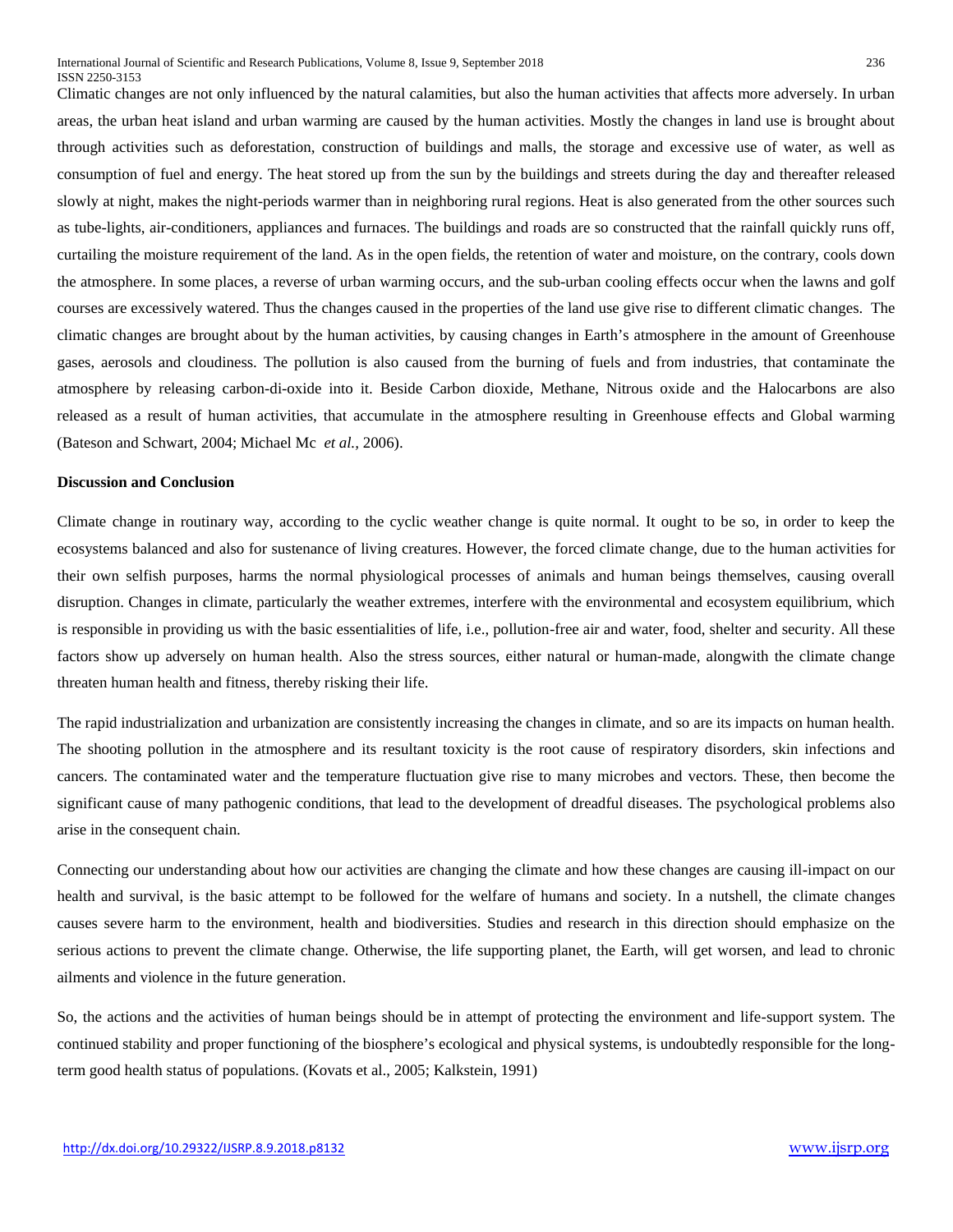Climatic changes are not only influenced by the natural calamities, but also the human activities that affects more adversely. In urban areas, the urban heat island and urban warming are caused by the human activities. Mostly the changes in land use is brought about through activities such as deforestation, construction of buildings and malls, the storage and excessive use of water, as well as consumption of fuel and energy. The heat stored up from the sun by the buildings and streets during the day and thereafter released slowly at night, makes the night-periods warmer than in neighboring rural regions. Heat is also generated from the other sources such as tube-lights, air-conditioners, appliances and furnaces. The buildings and roads are so constructed that the rainfall quickly runs off, curtailing the moisture requirement of the land. As in the open fields, the retention of water and moisture, on the contrary, cools down the atmosphere. In some places, a reverse of urban warming occurs, and the sub-urban cooling effects occur when the lawns and golf courses are excessively watered. Thus the changes caused in the properties of the land use give rise to different climatic changes. The climatic changes are brought about by the human activities, by causing changes in Earth's atmosphere in the amount of Greenhouse gases, aerosols and cloudiness. The pollution is also caused from the burning of fuels and from industries, that contaminate the atmosphere by releasing carbon-di-oxide into it. Beside Carbon dioxide, Methane, Nitrous oxide and the Halocarbons are also released as a result of human activities, that accumulate in the atmosphere resulting in Greenhouse effects and Global warming (Bateson and Schwart, 2004; Michael Mc *et al.*, 2006).

**Discussion and Conclusion**

Climate change in routinary way, according to the cyclic weather change is quite normal. It ought to be so, in order to keep the ecosystems balanced and also for sustenance of living creatures. However, the forced climate change, due to the human activities for their own selfish purposes, harms the normal physiological processes of animals and human beings themselves, causing overall disruption. Changes in climate, particularly the weather extremes, interfere with the environmental and ecosystem equilibrium, which is responsible in providing us with the basic essentialities of life, i.e., pollution-free air and water, food, shelter and security. All these factors show up adversely on human health. Also the stress sources, either natural or human-made, alongwith the climate change threaten human health and fitness, thereby risking their life.

The rapid industrialization and urbanization are consistently increasing the changes in climate, and so are its impacts on human health. The shooting pollution in the atmosphere and its resultant toxicity is the root cause of respiratory disorders, skin infections and cancers. The contaminated water and the temperature fluctuation give rise to many microbes and vectors. These, then become the significant cause of many pathogenic conditions, that lead to the development of dreadful diseases. The psychological problems also arise in the consequent chain.

Connecting our understanding about how our activities are changing the climate and how these changes are causing ill-impact on our health and survival, is the basic attempt to be followed for the welfare of humans and society. In a nutshell, the climate changes causes severe harm to the environment, health and biodiversities. Studies and research in this direction should emphasize on the serious actions to prevent the climate change. Otherwise, the life supporting planet, the Earth, will get worsen, and lead to chronic ailments and violence in the future generation.

So, the actions and the activities of human beings should be in attempt of protecting the environment and life-support system. The continued stability and proper functioning of the biosphere's ecological and physical systems, is undoubtedly responsible for the long-term good health status of populations. (Kovats et al., 2005; Kalkstein, 1991)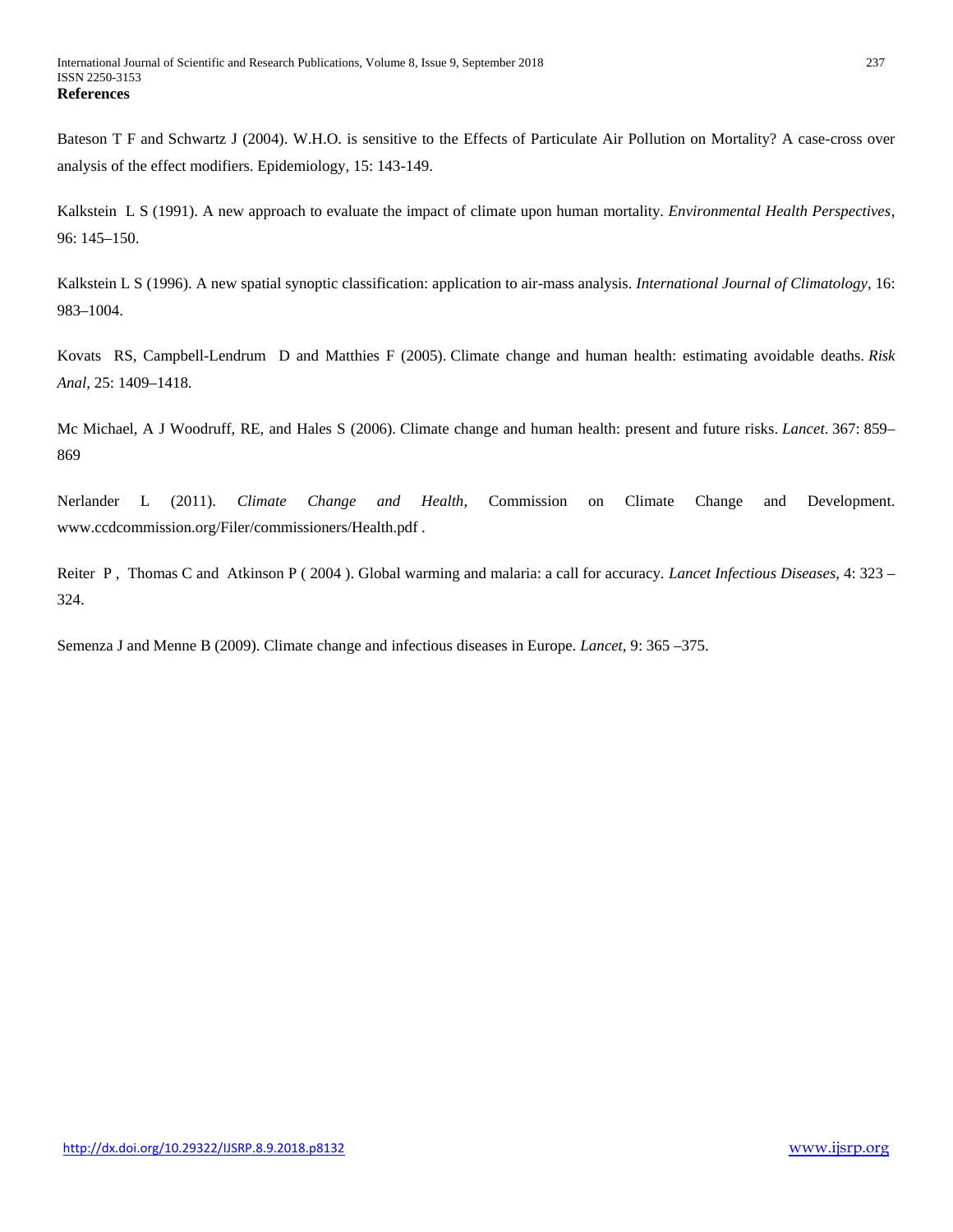**References**

Bateson T F and Schwartz J (2004). W.H.O. is sensitive to the Effects of Particulate Air Pollution on Mortality? A case-cross over analysis of the effect modifiers. Epidemiology, 15: 143-149.

Kalkstein L S (1991). A new approach to evaluate the impact of climate upon human mortality. *Environmental Health Perspectives*, 96: 145–150.

Kalkstein L S (1996). A new spatial synoptic classification: application to air-mass analysis. *International Journal of Climatology*, 16: 983–1004.

Kovats RS, Campbell-Lendrum D and Matthies F (2005). Climate change and human health: estimating avoidable deaths. *Risk Anal*, 25: 1409–1418.

Mc Michael, A J Woodruff, RE, and Hales S (2006). Climate change and human health: present and future risks. *Lancet*. 367: 859–869

Nerlander L (2011). *Climate Change and Health,* Commission on Climate Change and Development. www.ccdcommission.org/Filer/commissioners/Health.pdf .

Reiter P , Thomas C and Atkinson P ( 2004 ). Global warming and malaria: a call for accuracy. *Lancet Infectious Diseases*, 4: 323 – 324.

Semenza J and Menne B (2009). Climate change and infectious diseases in Europe. *Lancet,* 9: 365 –375.